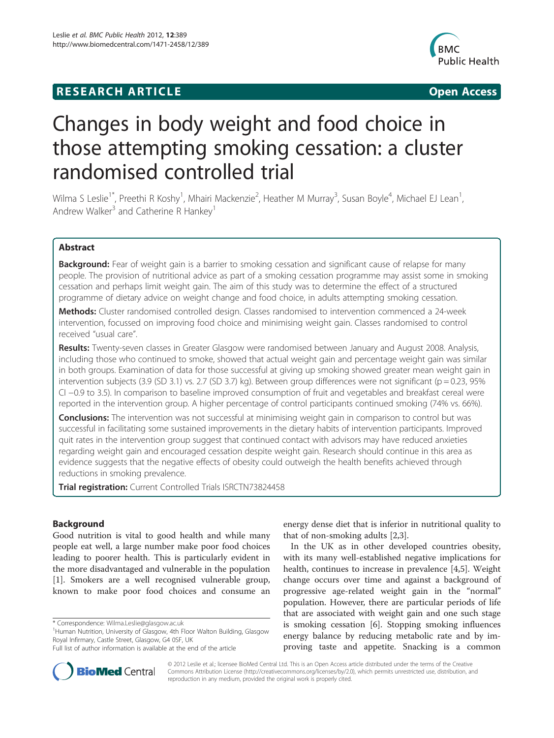# RESEARCH ARTICLE

**Open Access**

# Changes in body weight and food choice in those attempting smoking cessation: a cluster randomised controlled trial

Wilma S Leslie[1*], Preethi R Koshy[1], Mhairi Mackenzie[2], Heather M Murray[3], Susan Boyle[4], Michael EJ Lean[1], Andrew Walker[3] and Catherine R Hankey[1]

## Abstract

**Background:** Fear of weight gain is a barrier to smoking cessation and significant cause of relapse for many people. The provision of nutritional advice as part of a smoking cessation programme may assist some in smoking cessation and perhaps limit weight gain. The aim of this study was to determine the effect of a structured programme of dietary advice on weight change and food choice, in adults attempting smoking cessation.

**Methods:** Cluster randomised controlled design. Classes randomised to intervention commenced a 24-week intervention, focussed on improving food choice and minimising weight gain. Classes randomised to control received "usual care".

**Results:** Twenty-seven classes in Greater Glasgow were randomised between January and August 2008. Analysis, including those who continued to smoke, showed that actual weight gain and percentage weight gain was similar in both groups. Examination of data for those successful at giving up smoking showed greater mean weight gain in intervention subjects (3.9 (SD 3.1) vs. 2.7 (SD 3.7) kg). Between group differences were not significant ($p = 0.23$, 95% CI −0.9 to 3.5). In comparison to baseline improved consumption of fruit and vegetables and breakfast cereal were reported in the intervention group. A higher percentage of control participants continued smoking (74% vs. 66%).

**Conclusions:** The intervention was not successful at minimising weight gain in comparison to control but was successful in facilitating some sustained improvements in the dietary habits of intervention participants. Improved quit rates in the intervention group suggest that continued contact with advisors may have reduced anxieties regarding weight gain and encouraged cessation despite weight gain. Research should continue in this area as evidence suggests that the negative effects of obesity could outweigh the health benefits achieved through reductions in smoking prevalence.

**Trial registration:** Current Controlled Trials ISRCTN73824458

## Background

Good nutrition is vital to good health and while many people eat well, a large number make poor food choices leading to poorer health. This is particularly evident in the more disadvantaged and vulnerable in the population [1]. Smokers are a well recognised vulnerable group, known to make poor food choices and consume an energy dense diet that is inferior in nutritional quality to that of non-smoking adults [2,3].

In the UK as in other developed countries obesity, with its many well-established negative implications for health, continues to increase in prevalence [4,5]. Weight change occurs over time and against a background of progressive age-related weight gain in the "normal" population. However, there are particular periods of life that are associated with weight gain and one such stage is smoking cessation [6]. Stopping smoking influences energy balance by reducing metabolic rate and by improving taste and appetite. Snacking is a common

\* Correspondence: Wilma.Leslie@glasgow.ac.uk
[1]Human Nutrition, University of Glasgow, 4th Floor Walton Building, Glasgow Royal Infirmary, Castle Street, Glasgow, G4 0SF, UK
Full list of author information is available at the end of the article

© 2012 Leslie et al.; licensee BioMed Central Ltd. This is an Open Access article distributed under the terms of the Creative Commons Attribution License (http://creativecommons.org/licenses/by/2.0), which permits unrestricted use, distribution, and reproduction in any medium, provided the original work is properly cited.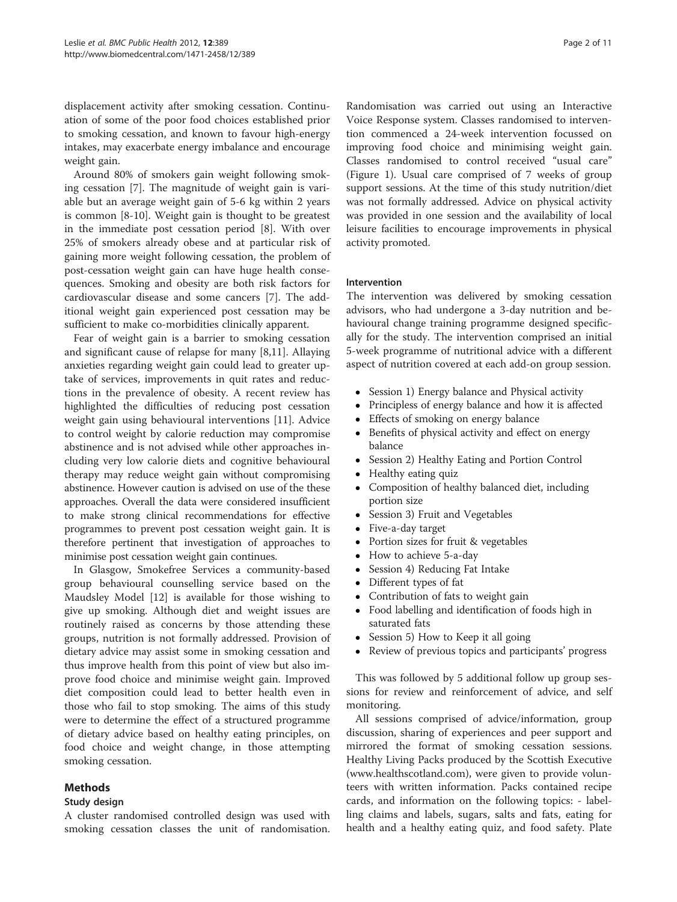displacement activity after smoking cessation. Continuation of some of the poor food choices established prior to smoking cessation, and known to favour high-energy intakes, may exacerbate energy imbalance and encourage weight gain.

Around 80% of smokers gain weight following smoking cessation [7]. The magnitude of weight gain is variable but an average weight gain of 5-6 kg within 2 years is common [8-10]. Weight gain is thought to be greatest in the immediate post cessation period [8]. With over 25% of smokers already obese and at particular risk of gaining more weight following cessation, the problem of post-cessation weight gain can have huge health consequences. Smoking and obesity are both risk factors for cardiovascular disease and some cancers [7]. The additional weight gain experienced post cessation may be sufficient to make co-morbidities clinically apparent.

Fear of weight gain is a barrier to smoking cessation and significant cause of relapse for many [8,11]. Allaying anxieties regarding weight gain could lead to greater uptake of services, improvements in quit rates and reductions in the prevalence of obesity. A recent review has highlighted the difficulties of reducing post cessation weight gain using behavioural interventions [11]. Advice to control weight by calorie reduction may compromise abstinence and is not advised while other approaches including very low calorie diets and cognitive behavioural therapy may reduce weight gain without compromising abstinence. However caution is advised on use of the these approaches. Overall the data were considered insufficient to make strong clinical recommendations for effective programmes to prevent post cessation weight gain. It is therefore pertinent that investigation of approaches to minimise post cessation weight gain continues.

In Glasgow, Smokefree Services a community-based group behavioural counselling service based on the Maudsley Model [12] is available for those wishing to give up smoking. Although diet and weight issues are routinely raised as concerns by those attending these groups, nutrition is not formally addressed. Provision of dietary advice may assist some in smoking cessation and thus improve health from this point of view but also improve food choice and minimise weight gain. Improved diet composition could lead to better health even in those who fail to stop smoking. The aims of this study were to determine the effect of a structured programme of dietary advice based on healthy eating principles, on food choice and weight change, in those attempting smoking cessation.

## Methods

### Study design

A cluster randomised controlled design was used with smoking cessation classes the unit of randomisation. Randomisation was carried out using an Interactive Voice Response system. Classes randomised to intervention commenced a 24-week intervention focussed on improving food choice and minimising weight gain. Classes randomised to control received "usual care" (Figure 1). Usual care comprised of 7 weeks of group support sessions. At the time of this study nutrition/diet was not formally addressed. Advice on physical activity was provided in one session and the availability of local leisure facilities to encourage improvements in physical activity promoted.

### Intervention

The intervention was delivered by smoking cessation advisors, who had undergone a 3-day nutrition and behavioural change training programme designed specifically for the study. The intervention comprised an initial 5-week programme of nutritional advice with a different aspect of nutrition covered at each add-on group session.

- Session 1) Energy balance and Physical activity
- Principless of energy balance and how it is affected
- Effects of smoking on energy balance
- Benefits of physical activity and effect on energy balance
- Session 2) Healthy Eating and Portion Control
- Healthy eating quiz
- Composition of healthy balanced diet, including portion size
- Session 3) Fruit and Vegetables
- Five-a-day target
- Portion sizes for fruit & vegetables
- How to achieve 5-a-day
- Session 4) Reducing Fat Intake
- Different types of fat
- Contribution of fats to weight gain
- Food labelling and identification of foods high in saturated fats
- Session 5) How to Keep it all going
- Review of previous topics and participants' progress

This was followed by 5 additional follow up group sessions for review and reinforcement of advice, and self monitoring.

All sessions comprised of advice/information, group discussion, sharing of experiences and peer support and mirrored the format of smoking cessation sessions. Healthy Living Packs produced by the Scottish Executive (www.healthscotland.com), were given to provide volunteers with written information. Packs contained recipe cards, and information on the following topics: - labelling claims and labels, sugars, salts and fats, eating for health and a healthy eating quiz, and food safety. Plate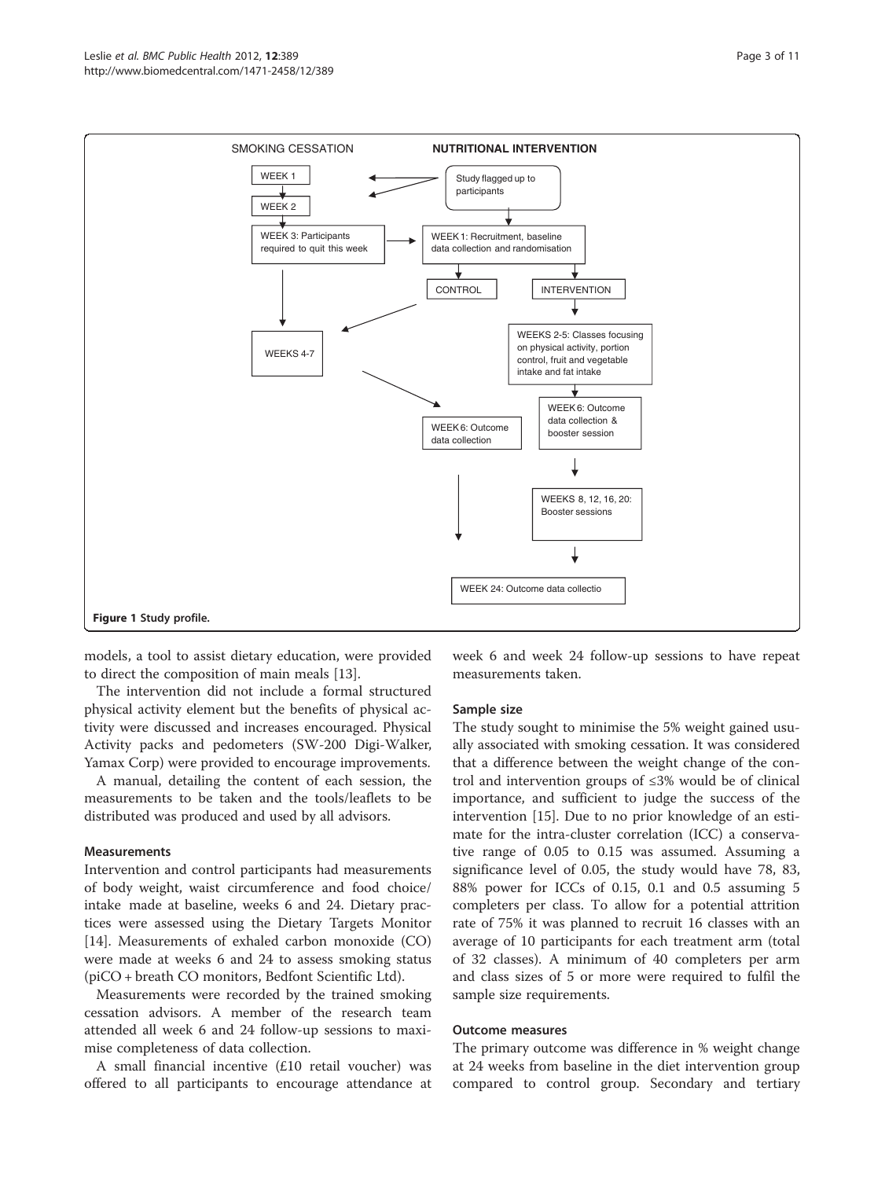Figure 1 Study profile.

models, a tool to assist dietary education, were provided to direct the composition of main meals [13].

The intervention did not include a formal structured physical activity element but the benefits of physical activity were discussed and increases encouraged. Physical Activity packs and pedometers (SW-200 Digi-Walker, Yamax Corp) were provided to encourage improvements.

A manual, detailing the content of each session, the measurements to be taken and the tools/leaflets to be distributed was produced and used by all advisors.

### Measurements

Intervention and control participants had measurements of body weight, waist circumference and food choice/intake made at baseline, weeks 6 and 24. Dietary practices were assessed using the Dietary Targets Monitor [14]. Measurements of exhaled carbon monoxide (CO) were made at weeks 6 and 24 to assess smoking status (piCO + breath CO monitors, Bedfont Scientific Ltd).

Measurements were recorded by the trained smoking cessation advisors. A member of the research team attended all week 6 and 24 follow-up sessions to maximise completeness of data collection.

A small financial incentive (£10 retail voucher) was offered to all participants to encourage attendance at week 6 and week 24 follow-up sessions to have repeat measurements taken.

### Sample size

The study sought to minimise the 5% weight gained usually associated with smoking cessation. It was considered that a difference between the weight change of the control and intervention groups of ≤3% would be of clinical importance, and sufficient to judge the success of the intervention [15]. Due to no prior knowledge of an estimate for the intra-cluster correlation (ICC) a conservative range of 0.05 to 0.15 was assumed. Assuming a significance level of 0.05, the study would have 78, 83, 88% power for ICCs of 0.15, 0.1 and 0.5 assuming 5 completers per class. To allow for a potential attrition rate of 75% it was planned to recruit 16 classes with an average of 10 participants for each treatment arm (total of 32 classes). A minimum of 40 completers per arm and class sizes of 5 or more were required to fulfil the sample size requirements.

### Outcome measures

The primary outcome was difference in % weight change at 24 weeks from baseline in the diet intervention group compared to control group. Secondary and tertiary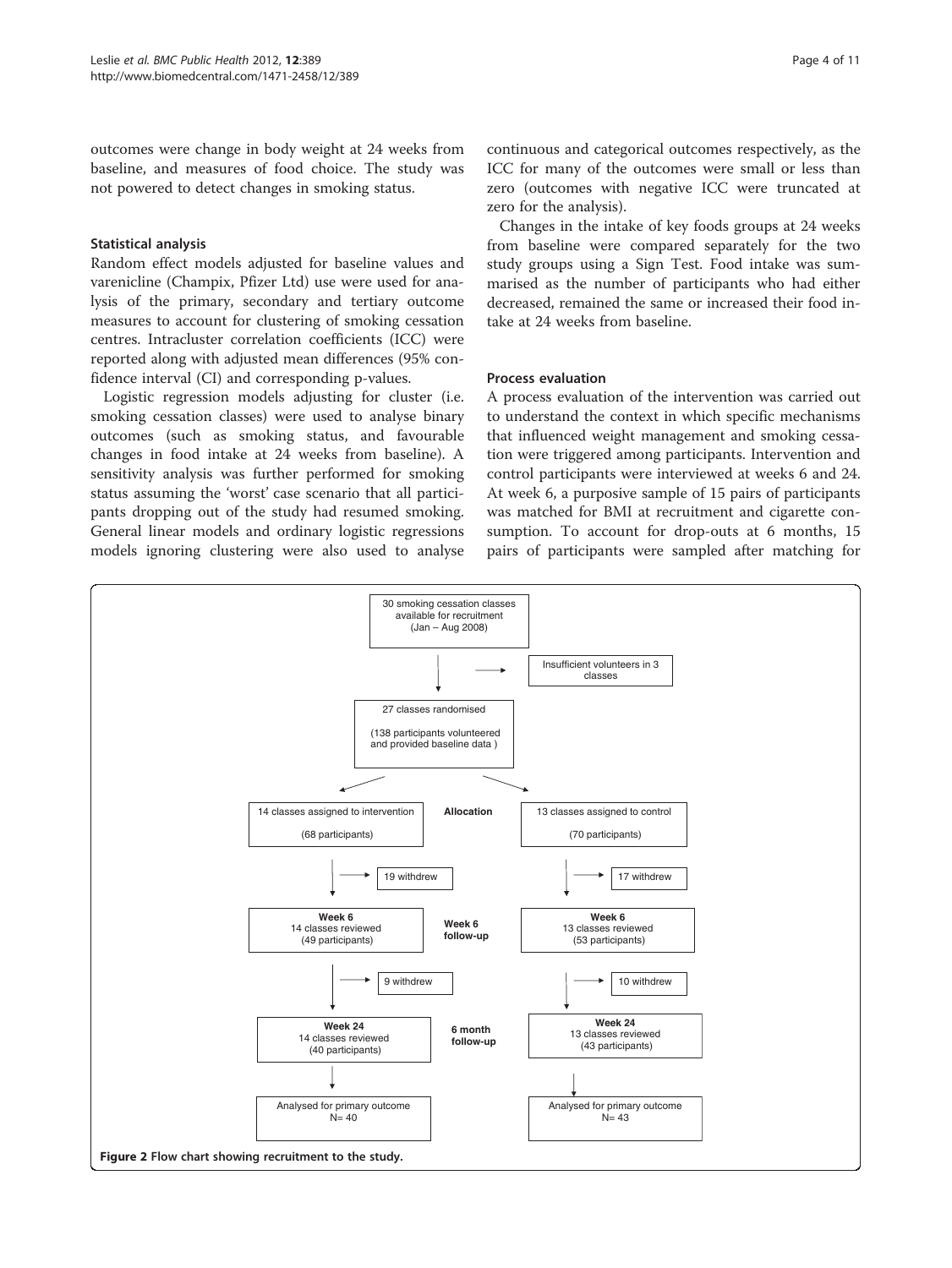outcomes were change in body weight at 24 weeks from baseline, and measures of food choice. The study was not powered to detect changes in smoking status.

### Statistical analysis

Random effect models adjusted for baseline values and varenicline (Champix, Pfizer Ltd) use were used for analysis of the primary, secondary and tertiary outcome measures to account for clustering of smoking cessation centres. Intracluster correlation coefficients (ICC) were reported along with adjusted mean differences (95% confidence interval (CI) and corresponding p-values.

Logistic regression models adjusting for cluster (i.e. smoking cessation classes) were used to analyse binary outcomes (such as smoking status, and favourable changes in food intake at 24 weeks from baseline). A sensitivity analysis was further performed for smoking status assuming the 'worst' case scenario that all participants dropping out of the study had resumed smoking. General linear models and ordinary logistic regressions models ignoring clustering were also used to analyse continuous and categorical outcomes respectively, as the ICC for many of the outcomes were small or less than zero (outcomes with negative ICC were truncated at zero for the analysis).

Changes in the intake of key foods groups at 24 weeks from baseline were compared separately for the two study groups using a Sign Test. Food intake was summarised as the number of participants who had either decreased, remained the same or increased their food intake at 24 weeks from baseline.

### Process evaluation

A process evaluation of the intervention was carried out to understand the context in which specific mechanisms that influenced weight management and smoking cessation were triggered among participants. Intervention and control participants were interviewed at weeks 6 and 24. At week 6, a purposive sample of 15 pairs of participants was matched for BMI at recruitment and cigarette consumption. To account for drop-outs at 6 months, 15 pairs of participants were sampled after matching for

30 smoking cessation classes available for recruitment (Jan – Aug 2008)

→ Insufficient volunteers in 3 classes

27 classes randomised (138 participants volunteered and provided baseline data )

**Allocation**

| Intervention | Control |
|---|---|
| 14 classes assigned to intervention (68 participants) | 13 classes assigned to control (70 participants) |
| 19 withdrew | 17 withdrew |
| **Week 6** 14 classes reviewed (49 participants) | **Week 6** 13 classes reviewed (53 participants) |
| 9 withdrew | 10 withdrew |
| **Week 24** 14 classes reviewed (40 participants) | **Week 24** 13 classes reviewed (43 participants) |
| Analysed for primary outcome N= 40 | Analysed for primary outcome N= 43 |

**Week 6 follow-up**

**6 month follow-up**

**Figure 2** Flow chart showing recruitment to the study.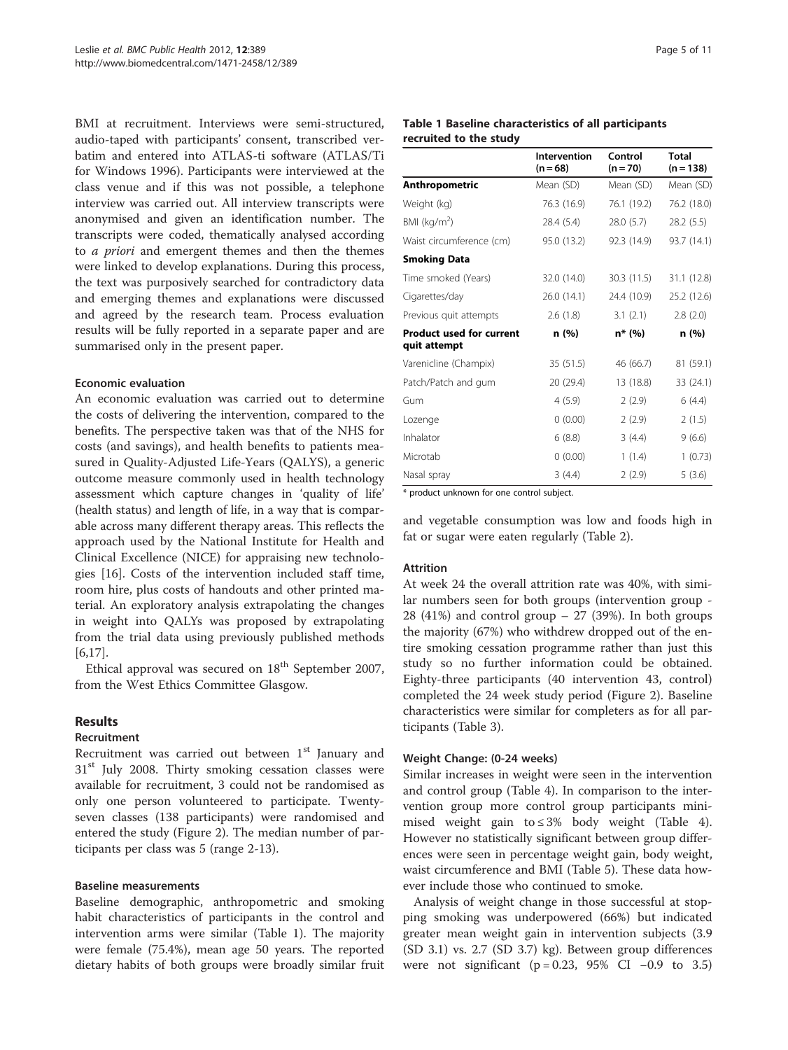BMI at recruitment. Interviews were semi-structured, audio-taped with participants' consent, transcribed verbatim and entered into ATLAS-ti software (ATLAS/Ti for Windows 1996). Participants were interviewed at the class venue and if this was not possible, a telephone interview was carried out. All interview transcripts were anonymised and given an identification number. The transcripts were coded, thematically analysed according to *a priori* and emergent themes and then the themes were linked to develop explanations. During this process, the text was purposively searched for contradictory data and emerging themes and explanations were discussed and agreed by the research team. Process evaluation results will be fully reported in a separate paper and are summarised only in the present paper.

#### Economic evaluation

An economic evaluation was carried out to determine the costs of delivering the intervention, compared to the benefits. The perspective taken was that of the NHS for costs (and savings), and health benefits to patients measured in Quality-Adjusted Life-Years (QALYS), a generic outcome measure commonly used in health technology assessment which capture changes in 'quality of life' (health status) and length of life, in a way that is comparable across many different therapy areas. This reflects the approach used by the National Institute for Health and Clinical Excellence (NICE) for appraising new technologies [16]. Costs of the intervention included staff time, room hire, plus costs of handouts and other printed material. An exploratory analysis extrapolating the changes in weight into QALYs was proposed by extrapolating from the trial data using previously published methods [6,17].

Ethical approval was secured on 18th September 2007, from the West Ethics Committee Glasgow.

## Results

### Recruitment

Recruitment was carried out between 1st January and 31st July 2008. Thirty smoking cessation classes were available for recruitment, 3 could not be randomised as only one person volunteered to participate. Twenty-seven classes (138 participants) were randomised and entered the study (Figure 2). The median number of participants per class was 5 (range 2-13).

#### Baseline measurements

Baseline demographic, anthropometric and smoking habit characteristics of participants in the control and intervention arms were similar (Table 1). The majority were female (75.4%), mean age 50 years. The reported dietary habits of both groups were broadly similar fruit and vegetable consumption was low and foods high in fat or sugar were eaten regularly (Table 2).

**Table 1 Baseline characteristics of all participants recruited to the study**

| | Intervention (n = 68) | Control (n = 70) | Total (n = 138) |
|---|---|---|---|
| **Anthropometric** | Mean (SD) | Mean (SD) | Mean (SD) |
| Weight (kg) | 76.3 (16.9) | 76.1 (19.2) | 76.2 (18.0) |
| BMI (kg/m$^2$) | 28.4 (5.4) | 28.0 (5.7) | 28.2 (5.5) |
| Waist circumference (cm) | 95.0 (13.2) | 92.3 (14.9) | 93.7 (14.1) |
| **Smoking Data** | | | |
| Time smoked (Years) | 32.0 (14.0) | 30.3 (11.5) | 31.1 (12.8) |
| Cigarettes/day | 26.0 (14.1) | 24.4 (10.9) | 25.2 (12.6) |
| Previous quit attempts | 2.6 (1.8) | 3.1 (2.1) | 2.8 (2.0) |
| **Product used for current quit attempt** | **n (%)** | **n* (%)** | **n (%)** |
| Varenicline (Champix) | 35 (51.5) | 46 (66.7) | 81 (59.1) |
| Patch/Patch and gum | 20 (29.4) | 13 (18.8) | 33 (24.1) |
| Gum | 4 (5.9) | 2 (2.9) | 6 (4.4) |
| Lozenge | 0 (0.00) | 2 (2.9) | 2 (1.5) |
| Inhalator | 6 (8.8) | 3 (4.4) | 9 (6.6) |
| Microtab | 0 (0.00) | 1 (1.4) | 1 (0.73) |
| Nasal spray | 3 (4.4) | 2 (2.9) | 5 (3.6) |

\* product unknown for one control subject.

#### Attrition

At week 24 the overall attrition rate was 40%, with similar numbers seen for both groups (intervention group - 28 (41%) and control group – 27 (39%). In both groups the majority (67%) who withdrew dropped out of the entire smoking cessation programme rather than just this study so no further information could be obtained. Eighty-three participants (40 intervention 43, control) completed the 24 week study period (Figure 2). Baseline characteristics were similar for completers as for all participants (Table 3).

#### Weight Change: (0-24 weeks)

Similar increases in weight were seen in the intervention and control group (Table 4). In comparison to the intervention group more control group participants minimised weight gain to ≤ 3% body weight (Table 4). However no statistically significant between group differences were seen in percentage weight gain, body weight, waist circumference and BMI (Table 5). These data however include those who continued to smoke.

Analysis of weight change in those successful at stopping smoking was underpowered (66%) but indicated greater mean weight gain in intervention subjects (3.9 (SD 3.1) vs. 2.7 (SD 3.7) kg). Between group differences were not significant ($p = 0.23$, 95% CI −0.9 to 3.5)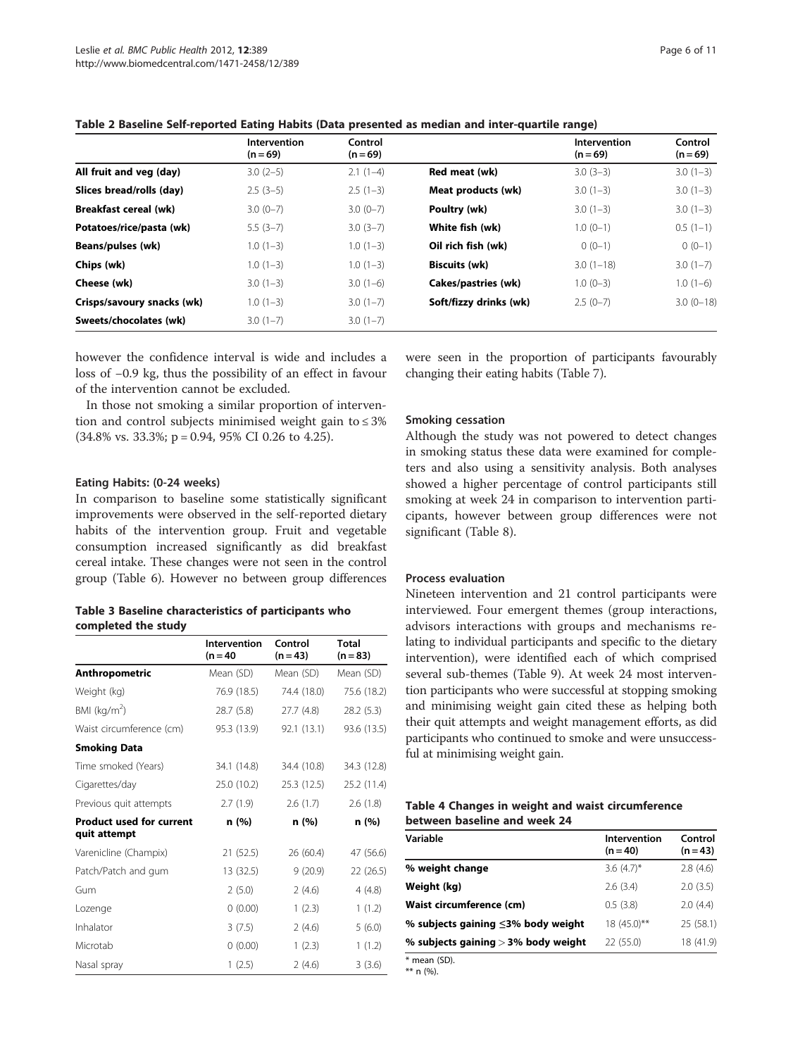**Table 2 Baseline Self-reported Eating Habits (Data presented as median and inter-quartile range)**

| | Intervention (n = 69) | Control (n = 69) | | Intervention (n = 69) | Control (n = 69) |
|---|---|---|---|---|---|
| **All fruit and veg (day)** | 3.0 (2–5) | 2.1 (1–4) | **Red meat (wk)** | 3.0 (3–3) | 3.0 (1–3) |
| **Slices bread/rolls (day)** | 2.5 (3–5) | 2.5 (1–3) | **Meat products (wk)** | 3.0 (1–3) | 3.0 (1–3) |
| **Breakfast cereal (wk)** | 3.0 (0–7) | 3.0 (0–7) | **Poultry (wk)** | 3.0 (1–3) | 3.0 (1–3) |
| **Potatoes/rice/pasta (wk)** | 5.5 (3–7) | 3.0 (3–7) | **White fish (wk)** | 1.0 (0–1) | 0.5 (1–1) |
| **Beans/pulses (wk)** | 1.0 (1–3) | 1.0 (1–3) | **Oil rich fish (wk)** | 0 (0–1) | 0 (0–1) |
| **Chips (wk)** | 1.0 (1–3) | 1.0 (1–3) | **Biscuits (wk)** | 3.0 (1–18) | 3.0 (1–7) |
| **Cheese (wk)** | 3.0 (1–3) | 3.0 (1–6) | **Cakes/pastries (wk)** | 1.0 (0–3) | 1.0 (1–6) |
| **Crisps/savoury snacks (wk)** | 1.0 (1–3) | 3.0 (1–7) | **Soft/fizzy drinks (wk)** | 2.5 (0–7) | 3.0 (0–18) |
| **Sweets/chocolates (wk)** | 3.0 (1–7) | 3.0 (1–7) | | | |

however the confidence interval is wide and includes a loss of −0.9 kg, thus the possibility of an effect in favour of the intervention cannot be excluded.

In those not smoking a similar proportion of intervention and control subjects minimised weight gain to ≤ 3% (34.8% vs. 33.3%; p = 0.94, 95% CI 0.26 to 4.25).

#### Eating Habits: (0-24 weeks)

In comparison to baseline some statistically significant improvements were observed in the self-reported dietary habits of the intervention group. Fruit and vegetable consumption increased significantly as did breakfast cereal intake. These changes were not seen in the control group (Table 6). However no between group differences were seen in the proportion of participants favourably changing their eating habits (Table 7).

**Table 3 Baseline characteristics of participants who completed the study**

| | Intervention (n = 40) | Control (n = 43) | Total (n = 83) |
|---|---|---|---|
| **Anthropometric** | Mean (SD) | Mean (SD) | Mean (SD) |
| Weight (kg) | 76.9 (18.5) | 74.4 (18.0) | 75.6 (18.2) |
| BMI (kg/m$^2$) | 28.7 (5.8) | 27.7 (4.8) | 28.2 (5.3) |
| Waist circumference (cm) | 95.3 (13.9) | 92.1 (13.1) | 93.6 (13.5) |
| **Smoking Data** | | | |
| Time smoked (Years) | 34.1 (14.8) | 34.4 (10.8) | 34.3 (12.8) |
| Cigarettes/day | 25.0 (10.2) | 25.3 (12.5) | 25.2 (11.4) |
| Previous quit attempts | 2.7 (1.9) | 2.6 (1.7) | 2.6 (1.8) |
| **Product used for current quit attempt** | **n (%)** | **n (%)** | **n (%)** |
| Varenicline (Champix) | 21 (52.5) | 26 (60.4) | 47 (56.6) |
| Patch/Patch and gum | 13 (32.5) | 9 (20.9) | 22 (26.5) |
| Gum | 2 (5.0) | 2 (4.6) | 4 (4.8) |
| Lozenge | 0 (0.00) | 1 (2.3) | 1 (1.2) |
| Inhalator | 3 (7.5) | 2 (4.6) | 5 (6.0) |
| Microtab | 0 (0.00) | 1 (2.3) | 1 (1.2) |
| Nasal spray | 1 (2.5) | 2 (4.6) | 3 (3.6) |

#### Smoking cessation

Although the study was not powered to detect changes in smoking status these data were examined for completers and also using a sensitivity analysis. Both analyses showed a higher percentage of control participants still smoking at week 24 in comparison to intervention participants, however between group differences were not significant (Table 8).

#### Process evaluation

Nineteen intervention and 21 control participants were interviewed. Four emergent themes (group interactions, advisors interactions with groups and mechanisms relating to individual participants and specific to the dietary intervention), were identified each of which comprised several sub-themes (Table 9). At week 24 most intervention participants who were successful at stopping smoking and minimising weight gain cited these as helping both their quit attempts and weight management efforts, as did participants who continued to smoke and were unsuccessful at minimising weight gain.

**Table 4 Changes in weight and waist circumference between baseline and week 24**

| Variable | Intervention (n = 40) | Control (n = 43) |
|---|---|---|
| **% weight change** | 3.6 (4.7)* | 2.8 (4.6) |
| **Weight (kg)** | 2.6 (3.4) | 2.0 (3.5) |
| **Waist circumference (cm)** | 0.5 (3.8) | 2.0 (4.4) |
| **% subjects gaining ≤3% body weight** | 18 (45.0)** | 25 (58.1) |
| **% subjects gaining > 3% body weight** | 22 (55.0) | 18 (41.9) |

\* mean (SD).
** n (%).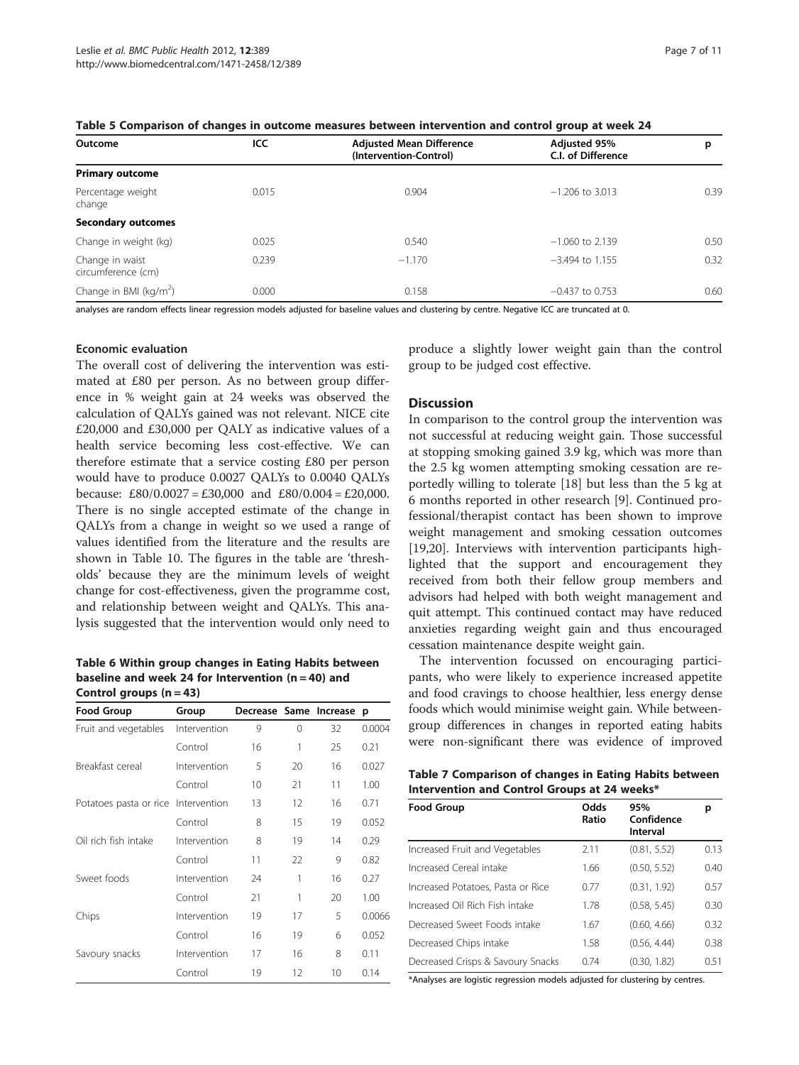**Table 5 Comparison of changes in outcome measures between intervention and control group at week 24**

| Outcome | ICC | Adjusted Mean Difference (Intervention-Control) | Adjusted 95% C.I. of Difference | p |
|---|---|---|---|---|
| **Primary outcome** | | | | |
| Percentage weight change | 0.015 | 0.904 | −1.206 to 3.013 | 0.39 |
| **Secondary outcomes** | | | | |
| Change in weight (kg) | 0.025 | 0.540 | −1.060 to 2.139 | 0.50 |
| Change in waist circumference (cm) | 0.239 | −1.170 | −3.494 to 1.155 | 0.32 |
| Change in BMI (kg/m$^2$) | 0.000 | 0.158 | −0.437 to 0.753 | 0.60 |

analyses are random effects linear regression models adjusted for baseline values and clustering by centre. Negative ICC are truncated at 0.

### Economic evaluation

The overall cost of delivering the intervention was estimated at £80 per person. As no between group difference in % weight gain at 24 weeks was observed the calculation of QALYs gained was not relevant. NICE cite £20,000 and £30,000 per QALY as indicative values of a health service becoming less cost-effective. We can therefore estimate that a service costing £80 per person would have to produce 0.0027 QALYs to 0.0040 QALYs because: £80/0.0027 = £30,000 and £80/0.004 = £20,000. There is no single accepted estimate of the change in QALYs from a change in weight so we used a range of values identified from the literature and the results are shown in Table 10. The figures in the table are 'thresholds' because they are the minimum levels of weight change for cost-effectiveness, given the programme cost, and relationship between weight and QALYs. This analysis suggested that the intervention would only need to produce a slightly lower weight gain than the control group to be judged cost effective.

**Table 6 Within group changes in Eating Habits between baseline and week 24 for Intervention (n = 40) and Control groups (n = 43)**

| Food Group | Group | Decrease | Same | Increase | p |
|---|---|---|---|---|---|
| Fruit and vegetables | Intervention | 9 | 0 | 32 | 0.0004 |
| | Control | 16 | 1 | 25 | 0.21 |
| Breakfast cereal | Intervention | 5 | 20 | 16 | 0.027 |
| | Control | 10 | 21 | 11 | 1.00 |
| Potatoes pasta or rice | Intervention | 13 | 12 | 16 | 0.71 |
| | Control | 8 | 15 | 19 | 0.052 |
| Oil rich fish intake | Intervention | 8 | 19 | 14 | 0.29 |
| | Control | 11 | 22 | 9 | 0.82 |
| Sweet foods | Intervention | 24 | 1 | 16 | 0.27 |
| | Control | 21 | 1 | 20 | 1.00 |
| Chips | Intervention | 19 | 17 | 5 | 0.0066 |
| | Control | 16 | 19 | 6 | 0.052 |
| Savoury snacks | Intervention | 17 | 16 | 8 | 0.11 |
| | Control | 19 | 12 | 10 | 0.14 |

## Discussion

In comparison to the control group the intervention was not successful at reducing weight gain. Those successful at stopping smoking gained 3.9 kg, which was more than the 2.5 kg women attempting smoking cessation are reportedly willing to tolerate [18] but less than the 5 kg at 6 months reported in other research [9]. Continued professional/therapist contact has been shown to improve weight management and smoking cessation outcomes [19,20]. Interviews with intervention participants highlighted that the support and encouragement they received from both their fellow group members and advisors had helped with both weight management and quit attempt. This continued contact may have reduced anxieties regarding weight gain and thus encouraged cessation maintenance despite weight gain.

The intervention focussed on encouraging participants, who were likely to experience increased appetite and food cravings to choose healthier, less energy dense foods which would minimise weight gain. While between-group differences in changes in reported eating habits were non-significant there was evidence of improved

**Table 7 Comparison of changes in Eating Habits between Intervention and Control Groups at 24 weeks***

| Food Group | Odds Ratio | 95% Confidence Interval | p |
|---|---|---|---|
| Increased Fruit and Vegetables | 2.11 | (0.81, 5.52) | 0.13 |
| Increased Cereal intake | 1.66 | (0.50, 5.52) | 0.40 |
| Increased Potatoes, Pasta or Rice | 0.77 | (0.31, 1.92) | 0.57 |
| Increased Oil Rich Fish intake | 1.78 | (0.58, 5.45) | 0.30 |
| Decreased Sweet Foods intake | 1.67 | (0.60, 4.66) | 0.32 |
| Decreased Chips intake | 1.58 | (0.56, 4.44) | 0.38 |
| Decreased Crisps & Savoury Snacks | 0.74 | (0.30, 1.82) | 0.51 |

*Analyses are logistic regression models adjusted for clustering by centres.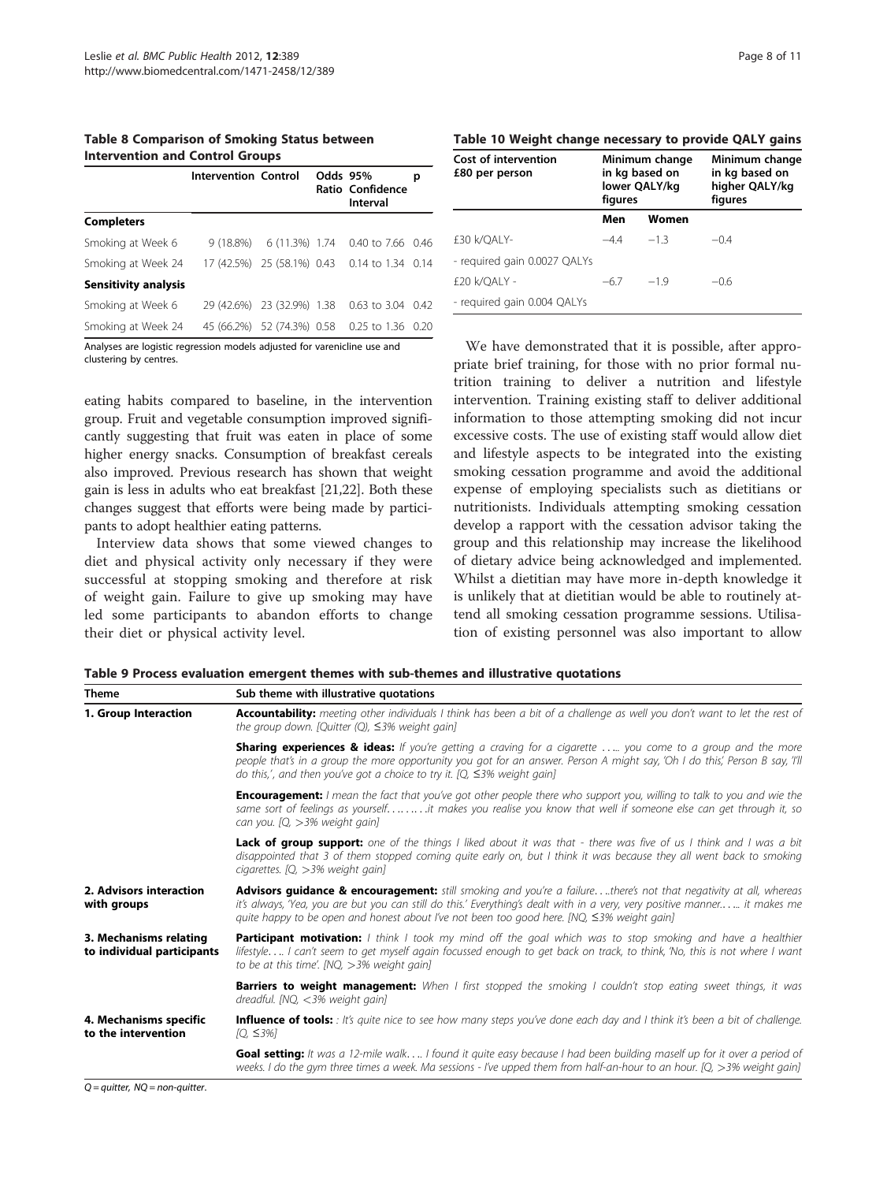**Table 8 Comparison of Smoking Status between Intervention and Control Groups**

| | Intervention | Control | Odds Ratio | 95% Confidence Interval | p |
|---|---|---|---|---|---|
| **Completers** | | | | | |
| Smoking at Week 6 | 9 (18.8%) | 6 (11.3%) | 1.74 | 0.40 to 7.66 | 0.46 |
| Smoking at Week 24 | 17 (42.5%) | 25 (58.1%) | 0.43 | 0.14 to 1.34 | 0.14 |
| **Sensitivity analysis** | | | | | |
| Smoking at Week 6 | 29 (42.6%) | 23 (32.9%) | 1.38 | 0.63 to 3.04 | 0.42 |
| Smoking at Week 24 | 45 (66.2%) | 52 (74.3%) | 0.58 | 0.25 to 1.36 | 0.20 |

Analyses are logistic regression models adjusted for varenicline use and clustering by centres.

eating habits compared to baseline, in the intervention group. Fruit and vegetable consumption improved significantly suggesting that fruit was eaten in place of some higher energy snacks. Consumption of breakfast cereals also improved. Previous research has shown that weight gain is less in adults who eat breakfast [21,22]. Both these changes suggest that efforts were being made by participants to adopt healthier eating patterns.

Interview data shows that some viewed changes to diet and physical activity only necessary if they were successful at stopping smoking and therefore at risk of weight gain. Failure to give up smoking may have led some participants to abandon efforts to change their diet or physical activity level.

**Table 10 Weight change necessary to provide QALY gains**

| Cost of intervention £80 per person | Minimum change in kg based on lower QALY/kg figures | | Minimum change in kg based on higher QALY/kg figures |
|---|---|---|---|
| | Men | Women | |
| £30 k/QALY- | −4.4 | −1.3 | −0.4 |
| - required gain 0.0027 QALYs | | | |
| £20 k/QALY - | −6.7 | −1.9 | −0.6 |
| - required gain 0.004 QALYs | | | |

We have demonstrated that it is possible, after appropriate brief training, for those with no prior formal nutrition training to deliver a nutrition and lifestyle intervention. Training existing staff to deliver additional information to those attempting smoking did not incur excessive costs. The use of existing staff would allow diet and lifestyle aspects to be integrated into the existing smoking cessation programme and avoid the additional expense of employing specialists such as dietitians or nutritionists. Individuals attempting smoking cessation develop a rapport with the cessation advisor taking the group and this relationship may increase the likelihood of dietary advice being acknowledged and implemented. Whilst a dietitian may have more in-depth knowledge it is unlikely that at dietitian would be able to routinely attend all smoking cessation programme sessions. Utilisation of existing personnel was also important to allow

**Table 9 Process evaluation emergent themes with sub-themes and illustrative quotations**

| Theme | Sub theme with illustrative quotations |
|---|---|
| **1. Group Interaction** | **Accountability:** *meeting other individuals I think has been a bit of a challenge as well you don't want to let the rest of the group down. [Quitter (Q), ≤3% weight gain]* |
| | **Sharing experiences & ideas:** *If you're getting a craving for a cigarette ….. you come to a group and the more people that's in a group the more opportunity you got for an answer. Person A might say, 'Oh I do this,' Person B say, 'I'll do this,', and then you've got a choice to try it. [Q, ≤3% weight gain]* |
| | **Encouragement:** *I mean the fact that you've got other people there who support you, willing to talk to you and wie the same sort of feelings as yourself………it makes you realise you know that well if someone else can get through it, so can you. [Q, >3% weight gain]* |
| | **Lack of group support:** *one of the things I liked about it was that - there was five of us I think and I was a bit disappointed that 3 of them stopped coming quite early on, but I think it was because they all went back to smoking cigarettes. [Q, >3% weight gain]* |
| **2. Advisors interaction with groups** | **Advisors guidance & encouragement:** *still smoking and you're a failure….there's not that negativity at all, whereas it's always, 'Yea, you are but you can still do this.' Everything's dealt with in a very, very positive manner….. it makes me quite happy to be open and honest about I've not been too good here. [NQ, ≤3% weight gain]* |
| **3. Mechanisms relating to individual participants** | **Participant motivation:** *I think I took my mind off the goal which was to stop smoking and have a healthier lifestyle…. I can't seem to get myself again focussed enough to get back on track, to think, 'No, this is not where I want to be at this time'. [NQ, >3% weight gain]* |
| | **Barriers to weight management:** *When I first stopped the smoking I couldn't stop eating sweet things, it was dreadful. [NQ, <3% weight gain]* |
| **4. Mechanisms specific to the intervention** | **Influence of tools:** *: It's quite nice to see how many steps you've done each day and I think it's been a bit of challenge. [Q, ≤3%]* |
| | **Goal setting:** *It was a 12-mile walk…. I found it quite easy because I had been building maself up for it over a period of weeks. I do the gym three times a week. Ma sessions - I've upped them from half-an-hour to an hour. [Q, >3% weight gain]* |

*Q = quitter, NQ = non-quitter.*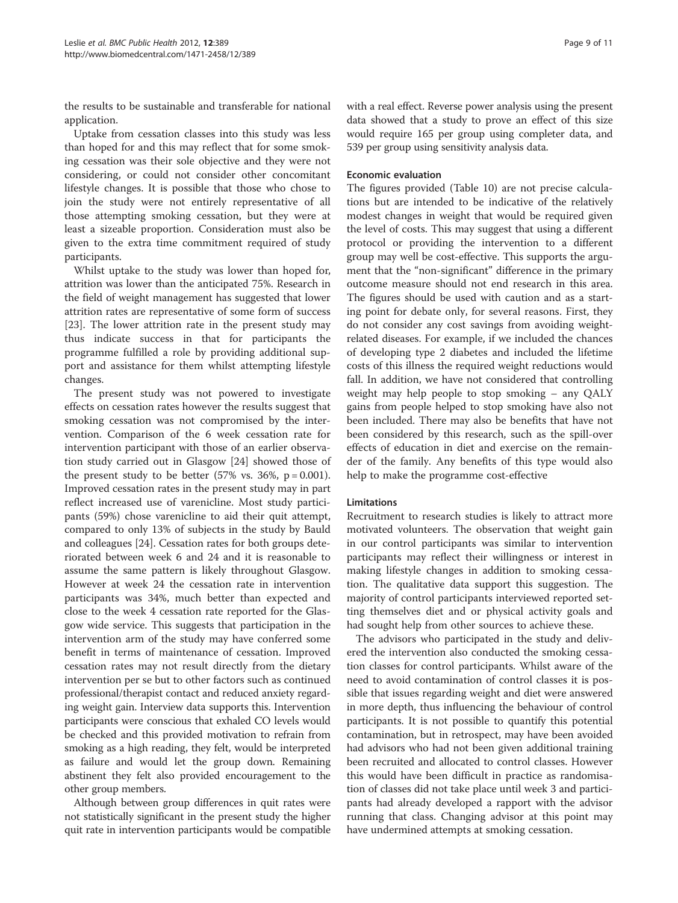the results to be sustainable and transferable for national application.

Uptake from cessation classes into this study was less than hoped for and this may reflect that for some smoking cessation was their sole objective and they were not considering, or could not consider other concomitant lifestyle changes. It is possible that those who chose to join the study were not entirely representative of all those attempting smoking cessation, but they were at least a sizeable proportion. Consideration must also be given to the extra time commitment required of study participants.

Whilst uptake to the study was lower than hoped for, attrition was lower than the anticipated 75%. Research in the field of weight management has suggested that lower attrition rates are representative of some form of success [23]. The lower attrition rate in the present study may thus indicate success in that for participants the programme fulfilled a role by providing additional support and assistance for them whilst attempting lifestyle changes.

The present study was not powered to investigate effects on cessation rates however the results suggest that smoking cessation was not compromised by the intervention. Comparison of the 6 week cessation rate for intervention participant with those of an earlier observation study carried out in Glasgow [24] showed those of the present study to be better (57% vs. 36%, $p = 0.001$). Improved cessation rates in the present study may in part reflect increased use of varenicline. Most study participants (59%) chose varenicline to aid their quit attempt, compared to only 13% of subjects in the study by Bauld and colleagues [24]. Cessation rates for both groups deteriorated between week 6 and 24 and it is reasonable to assume the same pattern is likely throughout Glasgow. However at week 24 the cessation rate in intervention participants was 34%, much better than expected and close to the week 4 cessation rate reported for the Glasgow wide service. This suggests that participation in the intervention arm of the study may have conferred some benefit in terms of maintenance of cessation. Improved cessation rates may not result directly from the dietary intervention per se but to other factors such as continued professional/therapist contact and reduced anxiety regarding weight gain. Interview data supports this. Intervention participants were conscious that exhaled CO levels would be checked and this provided motivation to refrain from smoking as a high reading, they felt, would be interpreted as failure and would let the group down. Remaining abstinent they felt also provided encouragement to the other group members.

Although between group differences in quit rates were not statistically significant in the present study the higher quit rate in intervention participants would be compatible with a real effect. Reverse power analysis using the present data showed that a study to prove an effect of this size would require 165 per group using completer data, and 539 per group using sensitivity analysis data.

### Economic evaluation

The figures provided (Table 10) are not precise calculations but are intended to be indicative of the relatively modest changes in weight that would be required given the level of costs. This may suggest that using a different protocol or providing the intervention to a different group may well be cost-effective. This supports the argument that the "non-significant" difference in the primary outcome measure should not end research in this area. The figures should be used with caution and as a starting point for debate only, for several reasons. First, they do not consider any cost savings from avoiding weight-related diseases. For example, if we included the chances of developing type 2 diabetes and included the lifetime costs of this illness the required weight reductions would fall. In addition, we have not considered that controlling weight may help people to stop smoking – any QALY gains from people helped to stop smoking have also not been included. There may also be benefits that have not been considered by this research, such as the spill-over effects of education in diet and exercise on the remainder of the family. Any benefits of this type would also help to make the programme cost-effective

### Limitations

Recruitment to research studies is likely to attract more motivated volunteers. The observation that weight gain in our control participants was similar to intervention participants may reflect their willingness or interest in making lifestyle changes in addition to smoking cessation. The qualitative data support this suggestion. The majority of control participants interviewed reported setting themselves diet and or physical activity goals and had sought help from other sources to achieve these.

The advisors who participated in the study and delivered the intervention also conducted the smoking cessation classes for control participants. Whilst aware of the need to avoid contamination of control classes it is possible that issues regarding weight and diet were answered in more depth, thus influencing the behaviour of control participants. It is not possible to quantify this potential contamination, but in retrospect, may have been avoided had advisors who had not been given additional training been recruited and allocated to control classes. However this would have been difficult in practice as randomisation of classes did not take place until week 3 and participants had already developed a rapport with the advisor running that class. Changing advisor at this point may have undermined attempts at smoking cessation.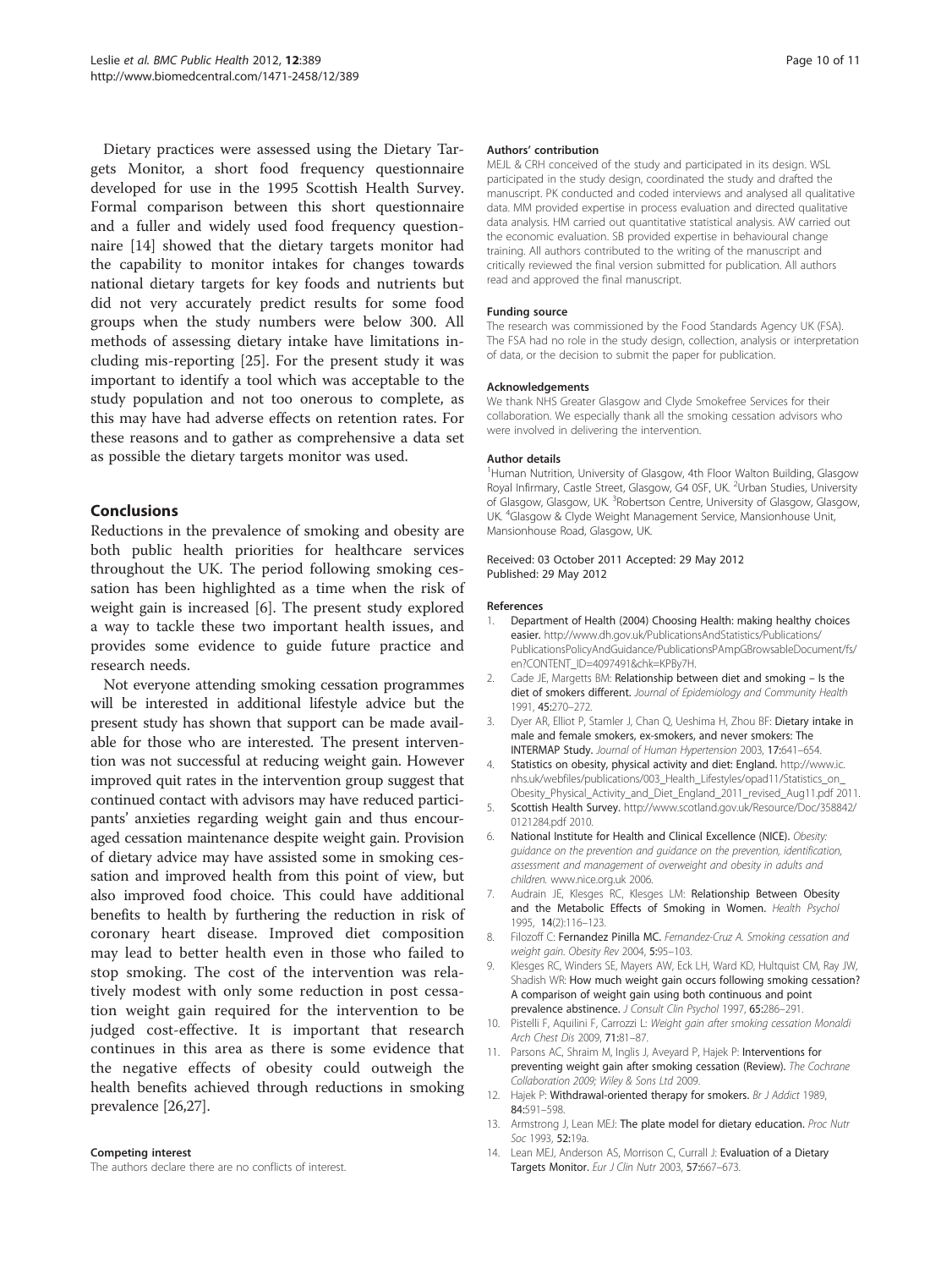Dietary practices were assessed using the Dietary Targets Monitor, a short food frequency questionnaire developed for use in the 1995 Scottish Health Survey. Formal comparison between this short questionnaire and a fuller and widely used food frequency questionnaire [14] showed that the dietary targets monitor had the capability to monitor intakes for changes towards national dietary targets for key foods and nutrients but did not very accurately predict results for some food groups when the study numbers were below 300. All methods of assessing dietary intake have limitations including mis-reporting [25]. For the present study it was important to identify a tool which was acceptable to the study population and not too onerous to complete, as this may have had adverse effects on retention rates. For these reasons and to gather as comprehensive a data set as possible the dietary targets monitor was used.

## Conclusions

Reductions in the prevalence of smoking and obesity are both public health priorities for healthcare services throughout the UK. The period following smoking cessation has been highlighted as a time when the risk of weight gain is increased [6]. The present study explored a way to tackle these two important health issues, and provides some evidence to guide future practice and research needs.

Not everyone attending smoking cessation programmes will be interested in additional lifestyle advice but the present study has shown that support can be made available for those who are interested. The present intervention was not successful at reducing weight gain. However improved quit rates in the intervention group suggest that continued contact with advisors may have reduced participants' anxieties regarding weight gain and thus encouraged cessation maintenance despite weight gain. Provision of dietary advice may have assisted some in smoking cessation and improved health from this point of view, but also improved food choice. This could have additional benefits to health by furthering the reduction in risk of coronary heart disease. Improved diet composition may lead to better health even in those who failed to stop smoking. The cost of the intervention was relatively modest with only some reduction in post cessation weight gain required for the intervention to be judged cost-effective. It is important that research continues in this area as there is some evidence that the negative effects of obesity could outweigh the health benefits achieved through reductions in smoking prevalence [26,27].

#### Competing interest

The authors declare there are no conflicts of interest.

#### Authors' contribution

MEJL & CRH conceived of the study and participated in its design. WSL participated in the study design, coordinated the study and drafted the manuscript. PK conducted and coded interviews and analysed all qualitative data. MM provided expertise in process evaluation and directed qualitative data analysis. HM carried out quantitative statistical analysis. AW carried out the economic evaluation. SB provided expertise in behavioural change training. All authors contributed to the writing of the manuscript and critically reviewed the final version submitted for publication. All authors read and approved the final manuscript.

#### Funding source

The research was commissioned by the Food Standards Agency UK (FSA). The FSA had no role in the study design, collection, analysis or interpretation of data, or the decision to submit the paper for publication.

#### Acknowledgements

We thank NHS Greater Glasgow and Clyde Smokefree Services for their collaboration. We especially thank all the smoking cessation advisors who were involved in delivering the intervention.

#### Author details

[1]Human Nutrition, University of Glasgow, 4th Floor Walton Building, Glasgow Royal Infirmary, Castle Street, Glasgow, G4 0SF, UK. [2]Urban Studies, University of Glasgow, Glasgow, UK. [3]Robertson Centre, University of Glasgow, Glasgow, UK. [4]Glasgow & Clyde Weight Management Service, Mansionhouse Unit, Mansionhouse Road, Glasgow, UK.

Received: 03 October 2011 Accepted: 29 May 2012
Published: 29 May 2012

#### References

1. Department of Health (2004) Choosing Health: making healthy choices easier. http://www.dh.gov.uk/PublicationsAndStatistics/Publications/PublicationsPolicyAndGuidance/PublicationsPAmpGBrowsableDocument/fs/en?CONTENT_ID=4097491&chk=KPBy7H.
2. Cade JE, Margetts BM: Relationship between diet and smoking – Is the diet of smokers different. *Journal of Epidemiology and Community Health* 1991, **45**:270–272.
3. Dyer AR, Elliot P, Stamler J, Chan Q, Ueshima H, Zhou BF: Dietary intake in male and female smokers, ex-smokers, and never smokers: The INTERMAP Study. *Journal of Human Hypertension* 2003, **17**:641–654.
4. Statistics on obesity, physical activity and diet: England. http://www.ic.nhs.uk/webfiles/publications/003_Health_Lifestyles/opad11/Statistics_on_Obesity_Physical_Activity_and_Diet_England_2011_revised_Aug11.pdf 2011.
5. Scottish Health Survey. http://www.scotland.gov.uk/Resource/Doc/358842/0121284.pdf 2010.
6. National Institute for Health and Clinical Excellence (NICE). *Obesity: guidance on the prevention and guidance on the prevention, identification, assessment and management of overweight and obesity in adults and children.* www.nice.org.uk 2006.
7. Audrain JE, Klesges RC, Klesges LM: Relationship Between Obesity and the Metabolic Effects of Smoking in Women. *Health Psychol* 1995, **14**(2):116–123.
8. Filozoff C: Fernandez Pinilla MC. *Fernandez-Cruz A. Smoking cessation and weight gain. Obesity Rev* 2004, **5**:95–103.
9. Klesges RC, Winders SE, Mayers AW, Eck LH, Ward KD, Hultquist CM, Ray JW, Shadish WR: How much weight gain occurs following smoking cessation? A comparison of weight gain using both continuous and point prevalence abstinence. *J Consult Clin Psychol* 1997, **65**:286–291.
10. Pistelli F, Aquilini F, Carrozzi L: *Weight gain after smoking cessation Monaldi Arch Chest Dis* 2009, **71**:81–87.
11. Parsons AC, Shraim M, Inglis J, Aveyard P, Hajek P: Interventions for preventing weight gain after smoking cessation (Review). *The Cochrane Collaboration 2009; Wiley & Sons Ltd* 2009.
12. Hajek P: Withdrawal-oriented therapy for smokers. *Br J Addict* 1989, **84**:591–598.
13. Armstrong J, Lean MEJ: The plate model for dietary education. *Proc Nutr Soc* 1993, **52**:19a.
14. Lean MEJ, Anderson AS, Morrison C, Currall J: Evaluation of a Dietary Targets Monitor. *Eur J Clin Nutr* 2003, **57**:667–673.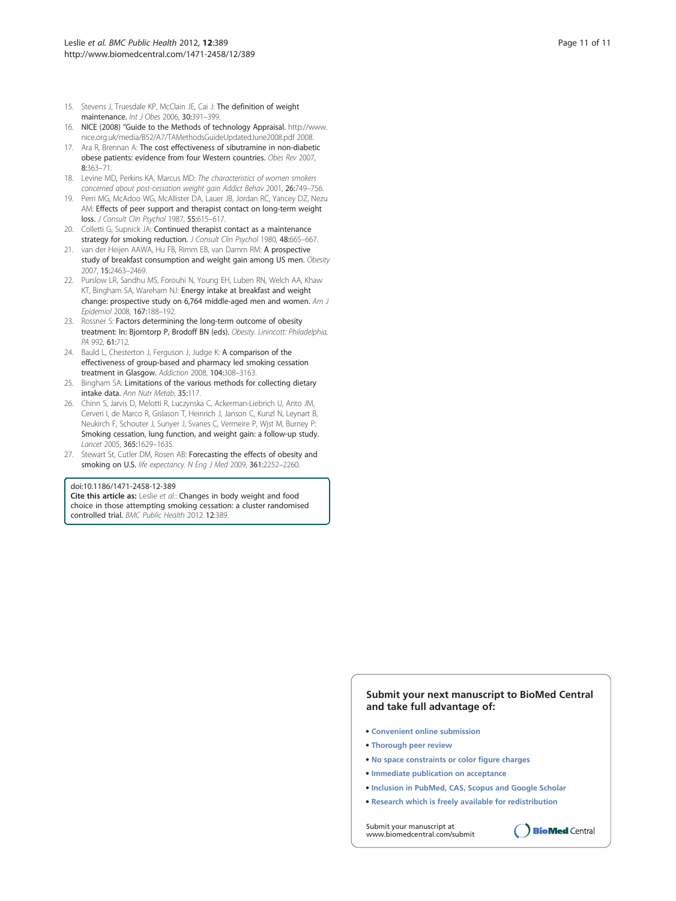15. Stevens J, Truesdale KP, McClain JE, Cai J: The definition of weight maintenance. *Int J Obes* 2006, **30**:391–399.
16. NICE (2008) "Guide to the Methods of technology Appraisal. http://www.nice.org.uk/media/B52/A7/TAMethodsGuideUpdatedJune2008.pdf 2008.
17. Ara R, Brennan A: The cost effectiveness of sibutramine in non-diabetic obese patients: evidence from four Western countries. *Obes Rev* 2007, **8**:363–71.
18. Levine MD, Perkins KA, Marcus MD: *The characteristics of women smokers concerned about post-cessation weight gain Addict Behav* 2001, **26**:749–756.
19. Perri MG, McAdoo WG, McAllister DA, Lauer JB, Jordan RC, Yancey DZ, Nezu AM: Effects of peer support and therapist contact on long-term weight loss. *J Consult Clin Psychol* 1987, **55**:615–617.
20. Colletti G, Supnick JA: Continued therapist contact as a maintenance strategy for smoking reduction. *J Consult Clin Psychol* 1980, **48**:665–667.
21. van der Heijen AAWA, Hu FB, Rimm EB, van Damm RM: A prospective study of breakfast consumption and weight gain among US men. *Obesity* 2007, **15**:2463–2469.
22. Purslow LR, Sandhu MS, Forouhi N, Young EH, Luben RN, Welch AA, Khaw KT, Bingham SA, Wareham NJ: Energy intake at breakfast and weight change: prospective study on 6,764 middle-aged men and women. *Am J Epidemiol* 2008, **167**:188–192.
23. Rossner S: Factors determining the long-term outcome of obesity treatment: In: Bjorntorp P, Brodoff BN (eds). *Obesity. Linincott: Philadelphia, PA* 992, **61**:712.
24. Bauld L, Chesterton J, Ferguson J, Judge K: A comparison of the effectiveness of group-based and pharmacy led smoking cessation treatment in Glasgow. *Addiction* 2008, **104**:308–3163.
25. Bingham SA: Limitations of the various methods for collecting dietary intake data. *Ann Nutr Metab*, **35**:117.
26. Chinn S, Jarvis D, Melotti R, Luczynska C, Ackerman-Liebrich U, Anto JM, Cerveri I, de Marco R, Gislason T, Heinrich J, Janson C, Kunzl N, Leynart B, Neukirch F, Schouter J, Sunyer J, Svanes C, Vermeire P, Wjst M, Burney P: Smoking cessation, lung function, and weight gain: a follow-up study. *Lancet* 2005, **365**:1629–1635.
27. Stewart St, Cutler DM, Rosen AB: Forecasting the effects of obesity and smoking on U.S. *life expectancy. N Eng J Med* 2009, **361**:2252–2260.

doi:10.1186/1471-2458-12-389

**Cite this article as:** Leslie *et al.*: Changes in body weight and food choice in those attempting smoking cessation: a cluster randomised controlled trial. *BMC Public Health* 2012 **12**:389.

**Submit your next manuscript to BioMed Central and take full advantage of:**

- **Convenient online submission**
- **Thorough peer review**
- **No space constraints or color figure charges**
- **Immediate publication on acceptance**
- **Inclusion in PubMed, CAS, Scopus and Google Scholar**
- **Research which is freely available for redistribution**

Submit your manuscript at www.biomedcentral.com/submit

BioMed Central